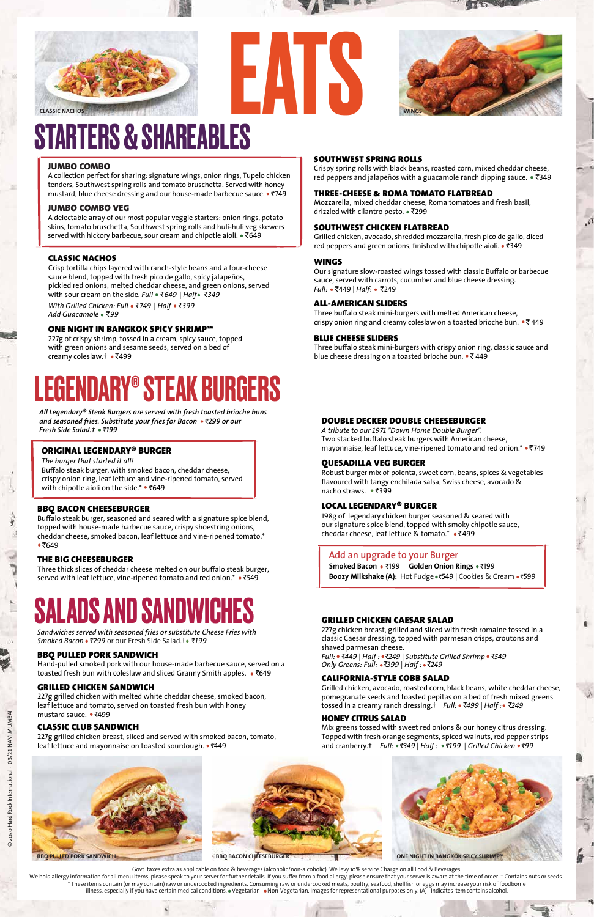# EATS

CLASSIC NACHOS

WINGS

## STARTERS & SHAREABLES

### JUMBO COMBO
A collection perfect for sharing: signature wings, onion rings, Tupelo chicken tenders, Southwest spring rolls and tomato bruschetta. Served with honey mustard, blue cheese dressing and our house-made barbecue sauce. • ₹749

### JUMBO COMBO VEG
A delectable array of our most popular veggie starters: onion rings, potato skins, tomato bruschetta, Southwest spring rolls and huli-huli veg skewers served with hickory barbecue, sour cream and chipotle aioli. • ₹649

### CLASSIC NACHOS
Crisp tortilla chips layered with ranch-style beans and a four-cheese sauce blend, topped with fresh pico de gallo, spicy jalapeños, pickled red onions, melted cheddar cheese, and green onions, served with sour cream on the side. *Full • ₹649 | Half • ₹349*

*With Grilled Chicken: Full • ₹749 | Half • ₹399*
*Add Guacamole • ₹99*

### ONE NIGHT IN BANGKOK SPICY SHRIMP™
227g of crispy shrimp, tossed in a cream, spicy sauce, topped with green onions and sesame seeds, served on a bed of creamy coleslaw.† • ₹499

### SOUTHWEST SPRING ROLLS
Crispy spring rolls with black beans, roasted corn, mixed cheddar cheese, red peppers and jalapeños with a guacamole ranch dipping sauce. • ₹349

### THREE-CHEESE & ROMA TOMATO FLATBREAD
Mozzarella, mixed cheddar cheese, Roma tomatoes and fresh basil, drizzled with cilantro pesto. • ₹299

### SOUTHWEST CHICKEN FLATBREAD
Grilled chicken, avocado, shredded mozzarella, fresh pico de gallo, diced red peppers and green onions, finished with chipotle aioli. • ₹349

### WINGS
Our signature slow-roasted wings tossed with classic Buffalo or barbecue sauce, served with carrots, cucumber and blue cheese dressing.
Full: • ₹449 | Half: • ₹249

### ALL-AMERICAN SLIDERS
Three buffalo steak mini-burgers with melted American cheese, crispy onion ring and creamy coleslaw on a toasted brioche bun. • ₹ 449

### BLUE CHEESE SLIDERS
Three buffalo steak mini-burgers with crispy onion ring, classic sauce and blue cheese dressing on a toasted brioche bun. • ₹ 449

## LEGENDARY® STEAK BURGERS

*All Legendary® Steak Burgers are served with fresh toasted brioche buns and seasoned fries. Substitute your fries for Bacon • ₹299 or our Fresh Side Salad.† • ₹199*

### ORIGINAL LEGENDARY® BURGER
*The burger that started it all!*
Buffalo steak burger, with smoked bacon, cheddar cheese, crispy onion ring, leaf lettuce and vine-ripened tomato, served with chipotle aioli on the side.* • ₹649

### BBQ BACON CHEESEBURGER
Buffalo steak burger, seasoned and seared with a signature spice blend, topped with house-made barbecue sauce, crispy shoestring onions, cheddar cheese, smoked bacon, leaf lettuce and vine-ripened tomato.* • ₹649

### THE BIG CHEESEBURGER
Three thick slices of cheddar cheese melted on our buffalo steak burger, served with leaf lettuce, vine-ripened tomato and red onion.* • ₹549

### DOUBLE DECKER DOUBLE CHEESEBURGER
*A tribute to our 1971 "Down Home Double Burger".*
Two stacked buffalo steak burgers with American cheese, mayonnaise, leaf lettuce, vine-ripened tomato and red onion.* • ₹749

### QUESADILLA VEG BURGER
Robust burger mix of polenta, sweet corn, beans, spices & vegetables flavoured with tangy enchilada salsa, Swiss cheese, avocado & nacho straws. • ₹399

### LOCAL LEGENDARY® BURGER
198g of legendary chicken burger seasoned & seared with our signature spice blend, topped with smoky chipotle sauce, cheddar cheese, leaf lettuce & tomato.* • ₹499

### Add an upgrade to your Burger
**Smoked Bacon** • ₹199 **Golden Onion Rings** • ₹199
**Boozy Milkshake (A):** Hot Fudge • ₹549 | Cookies & Cream • ₹599

## SALADS AND SANDWICHES

*Sandwiches served with seasoned fries or substitute Cheese Fries with Smoked Bacon • ₹299 or our Fresh Side Salad.† • ₹199*

### BBQ PULLED PORK SANDWICH
Hand-pulled smoked pork with our house-made barbecue sauce, served on a toasted fresh bun with coleslaw and sliced Granny Smith apples. • ₹649

### GRILLED CHICKEN SANDWICH
227g grilled chicken with melted white cheddar cheese, smoked bacon, leaf lettuce and tomato, served on toasted fresh bun with honey mustard sauce. • ₹499

### CLASSIC CLUB SANDWICH
227g grilled chicken breast, sliced and served with smoked bacon, tomato, leaf lettuce and mayonnaise on toasted sourdough. • ₹449

### GRILLED CHICKEN CAESAR SALAD
227g chicken breast, grilled and sliced with fresh romaine tossed in a classic Caesar dressing, topped with parmesan crisps, croutons and shaved parmesan cheese.
*Full: • ₹449 | Half : • ₹249 | Substitute Grilled Shrimp • ₹549*
*Only Greens: Full: • ₹399 | Half : • ₹249*

### CALIFORNIA-STYLE COBB SALAD
Grilled chicken, avocado, roasted corn, black beans, white cheddar cheese, pomegranate seeds and toasted pepitas on a bed of fresh mixed greens tossed in a creamy ranch dressing.† *Full: • ₹499 | Half : • ₹249*

### HONEY CITRUS SALAD
Mix greens tossed with sweet red onions & our honey citrus dressing. Topped with fresh orange segments, spiced walnuts, red pepper strips and cranberry.† *Full: • ₹349 | Half : • ₹199 | Grilled Chicken • ₹99*

BBQ PULLED PORK SANDWICH

BBQ BACON CHEESEBURGER

ONE NIGHT IN BANGKOK SPICY SHRIMP™

Govt. taxes extra as applicable on food & beverages (alcoholic/non-alcoholic). We levy 10% service Charge on all Food & Beverages.
We hold allergy information for all menu items, please speak to your server for further details. If you suffer from a food allergy, please ensure that your server is aware at the time of order. † Contains nuts or seeds.
* These items contain (or may contain) raw or undercooked ingredients. Consuming raw or undercooked meats, poultry, seafood, shellfish or eggs may increase your risk of foodborne illness, especially if you have certain medical conditions. • Vegetarian • Non-Vegetarian. Images for representational purposes only. (A) - Indicates item contains alcohol.

© 2020 Hard Rock International - 03/21 NAVI MUMBAI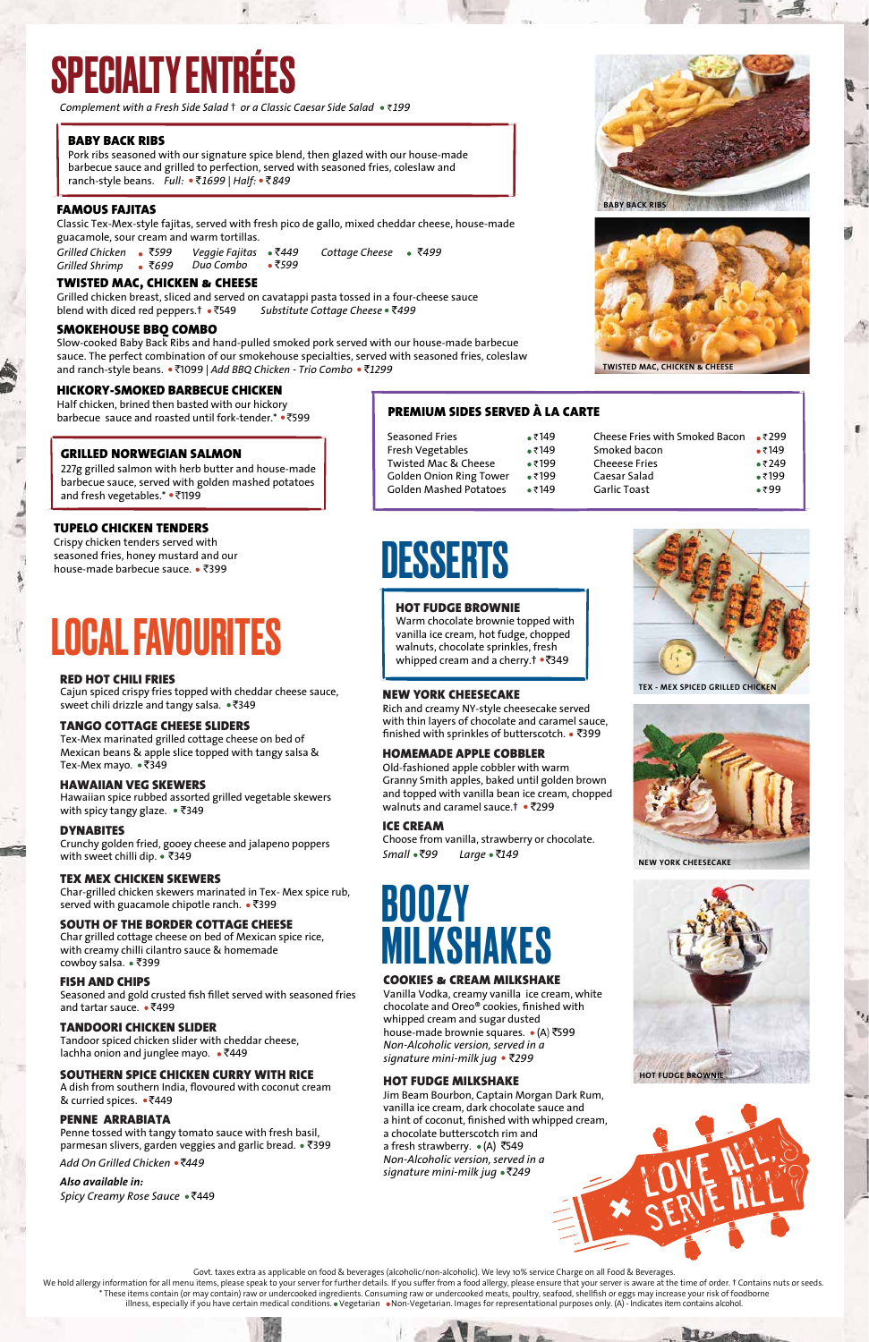# SPECIALTY ENTRÉES

*Complement with a Fresh Side Salad † or a Classic Caesar Side Salad • ₹199*

### BABY BACK RIBS

Pork ribs seasoned with our signature spice blend, then glazed with our house-made barbecue sauce and grilled to perfection, served with seasoned fries, coleslaw and ranch-style beans. *Full: • ₹1699 | Half: • ₹849*

### FAMOUS FAJITAS

Classic Tex-Mex-style fajitas, served with fresh pico de gallo, mixed cheddar cheese, house-made guacamole, sour cream and warm tortillas.

*Grilled Chicken • ₹599 Veggie Fajitas • ₹449 Cottage Cheese • ₹499*
*Grilled Shrimp • ₹699 Duo Combo • ₹599*

### TWISTED MAC, CHICKEN & CHEESE

Grilled chicken breast, sliced and served on cavatappi pasta tossed in a four-cheese sauce blend with diced red peppers.† • ₹549 *Substitute Cottage Cheese • ₹499*

### SMOKEHOUSE BBQ COMBO

Slow-cooked Baby Back Ribs and hand-pulled smoked pork served with our house-made barbecue sauce. The perfect combination of our smokehouse specialties, served with seasoned fries, coleslaw and ranch-style beans. • ₹1099 | *Add BBQ Chicken - Trio Combo • ₹1299*

### HICKORY-SMOKED BARBECUE CHICKEN

Half chicken, brined then basted with our hickory barbecue sauce and roasted until fork-tender.* • ₹599

### GRILLED NORWEGIAN SALMON

227g grilled salmon with herb butter and house-made barbecue sauce, served with golden mashed potatoes and fresh vegetables.* • ₹1199

### TUPELO CHICKEN TENDERS

Crispy chicken tenders served with seasoned fries, honey mustard and our house-made barbecue sauce. • ₹399

BABY BACK RIBS

TWISTED MAC, CHICKEN & CHEESE

## PREMIUM SIDES SERVED À LA CARTE

| | | | |
|---|---|---|---|
| Seasoned Fries | • ₹149 | Cheese Fries with Smoked Bacon | • ₹299 |
| Fresh Vegetables | • ₹149 | Smoked bacon | • ₹149 |
| Twisted Mac & Cheese | • ₹199 | Cheeese Fries | • ₹249 |
| Golden Onion Ring Tower | • ₹199 | Caesar Salad | • ₹199 |
| Golden Mashed Potatoes | • ₹149 | Garlic Toast | • ₹99 |

# LOCAL FAVOURITES

### RED HOT CHILI FRIES

Cajun spiced crispy fries topped with cheddar cheese sauce, sweet chili drizzle and tangy salsa. • ₹349

### TANGO COTTAGE CHEESE SLIDERS

Tex-Mex marinated grilled cottage cheese on bed of Mexican beans & apple slice topped with tangy salsa & Tex-Mex mayo. • ₹349

### HAWAIIAN VEG SKEWERS

Hawaiian spice rubbed assorted grilled vegetable skewers with spicy tangy glaze. • ₹349

### DYNABITES

Crunchy golden fried, gooey cheese and jalapeno poppers with sweet chilli dip. • ₹349

### TEX MEX CHICKEN SKEWERS

Char-grilled chicken skewers marinated in Tex- Mex spice rub, served with guacamole chipotle ranch. • ₹399

### SOUTH OF THE BORDER COTTAGE CHEESE

Char grilled cottage cheese on bed of Mexican spice rice, with creamy chilli cilantro sauce & homemade cowboy salsa. • ₹399

### FISH AND CHIPS

Seasoned and gold crusted fish fillet served with seasoned fries and tartar sauce. • ₹499

### TANDOORI CHICKEN SLIDER

Tandoor spiced chicken slider with cheddar cheese, lachha onion and junglee mayo. • ₹449

### SOUTHERN SPICE CHICKEN CURRY WITH RICE

A dish from southern India, flovoured with coconut cream & curried spices. • ₹449

### PENNE ARRABIATA

Penne tossed with tangy tomato sauce with fresh basil, parmesan slivers, garden veggies and garlic bread. • ₹399

*Add On Grilled Chicken • ₹449*

***Also available in:***

*Spicy Creamy Rose Sauce • ₹449*

# DESSERTS

### HOT FUDGE BROWNIE

Warm chocolate brownie topped with vanilla ice cream, hot fudge, chopped walnuts, chocolate sprinkles, fresh whipped cream and a cherry.† • ₹349

### NEW YORK CHEESECAKE

Rich and creamy NY-style cheesecake served with thin layers of chocolate and caramel sauce, finished with sprinkles of butterscotch. • ₹399

### HOMEMADE APPLE COBBLER

Old-fashioned apple cobbler with warm Granny Smith apples, baked until golden brown and topped with vanilla bean ice cream, chopped walnuts and caramel sauce.† • ₹299

### ICE CREAM

Choose from vanilla, strawberry or chocolate.

*Small • ₹99 Large • ₹149*

TEX - MEX SPICED GRILLED CHICKEN

NEW YORK CHEESECAKE

# BOOZY MILKSHAKES

### COOKIES & CREAM MILKSHAKE

Vanilla Vodka, creamy vanilla ice cream, white chocolate and Oreo® cookies, finished with whipped cream and sugar dusted house-made brownie squares. • (A) ₹599

*Non-Alcoholic version, served in a signature mini-milk jug • ₹299*

### HOT FUDGE MILKSHAKE

Jim Beam Bourbon, Captain Morgan Dark Rum, vanilla ice cream, dark chocolate sauce and a hint of coconut, finished with whipped cream, a chocolate butterscotch rim and a fresh strawberry. • (A) ₹549

*Non-Alcoholic version, served in a signature mini-milk jug • ₹249*

HOT FUDGE BROWNIE

LOVE ALL, SERVE ALL

Govt. taxes extra as applicable on food & beverages (alcoholic/non-alcoholic). We levy 10% service Charge on all Food & Beverages.
We hold allergy information for all menu items, please speak to your server for further details. If you suffer from a food allergy, please ensure that your server is aware at the time of order. † Contains nuts or seeds.
* These items contain (or may contain) raw or undercooked ingredients. Consuming raw or undercooked meats, poultry, seafood, shellfish or eggs may increase your risk of foodborne illness, especially if you have certain medical conditions. • Vegetarian • Non-Vegetarian. Images for representational purposes only. (A) - Indicates item contains alcohol.